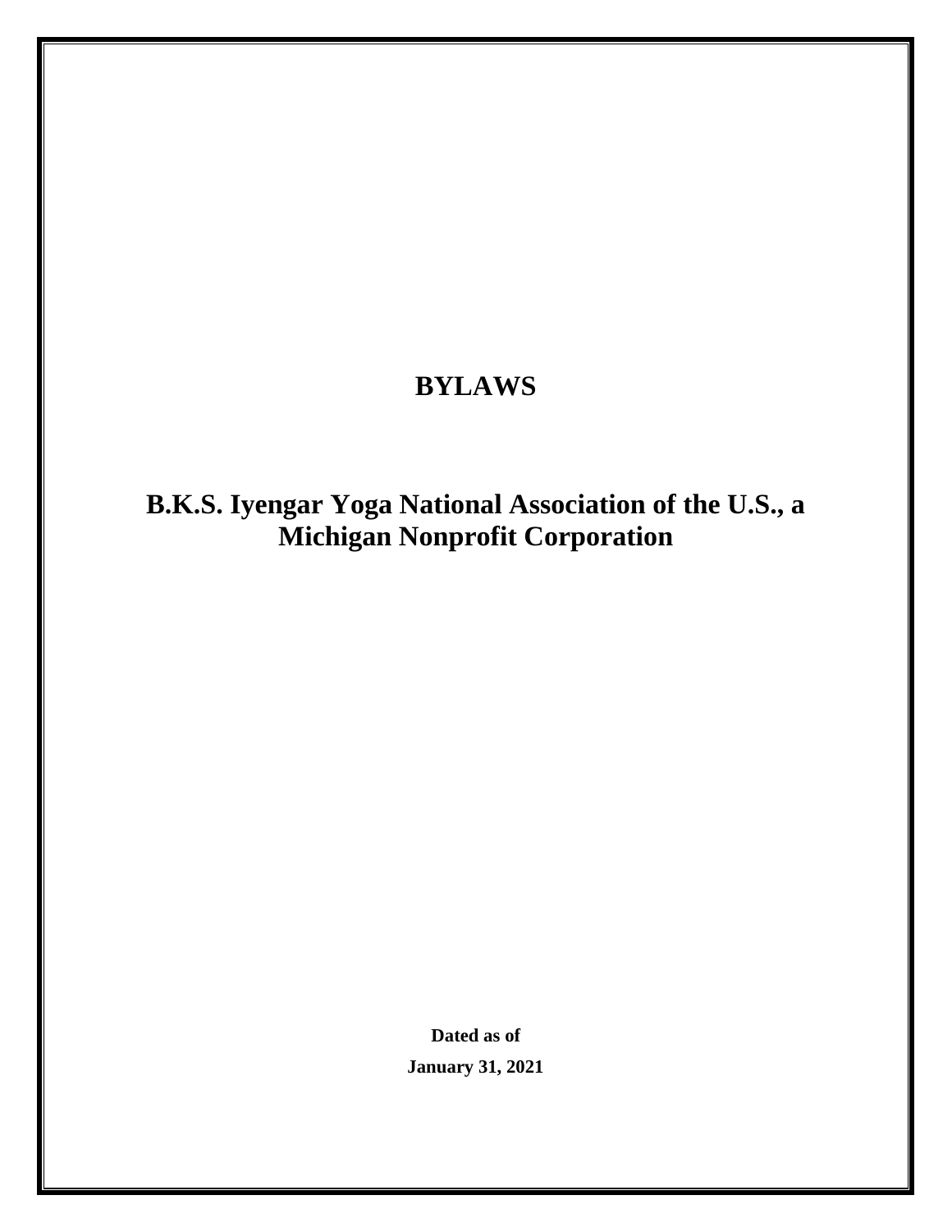# BYLAWS

## B.K.S. Iyengar Yoga National Association of the U.S., a Michigan Nonprofit Corporation

**Dated as of**

**January 31, 2021**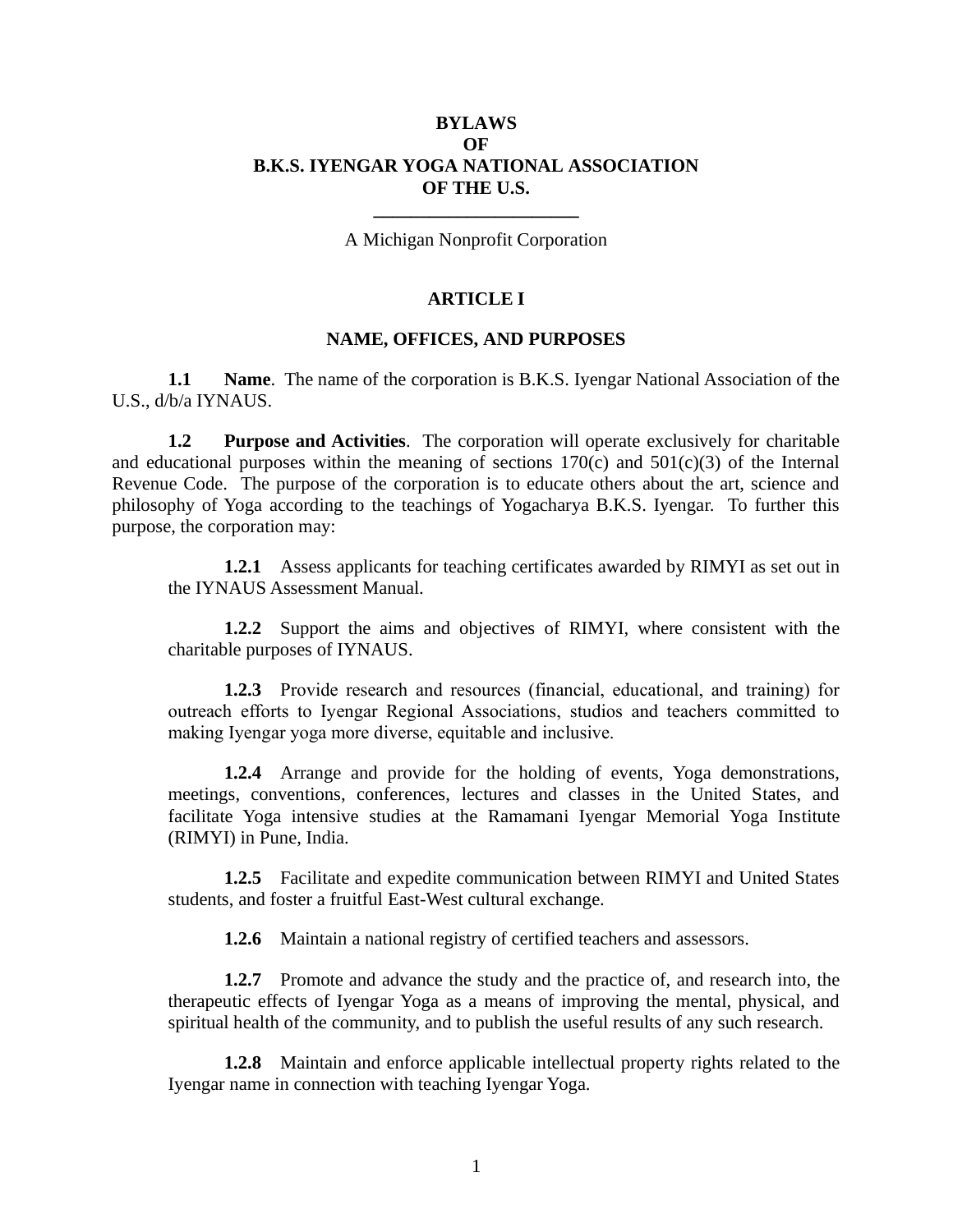# BYLAWS
# OF
# B.K.S. IYENGAR YOGA NATIONAL ASSOCIATION
# OF THE U.S.

A Michigan Nonprofit Corporation

## ARTICLE I

## NAME, OFFICES, AND PURPOSES

**1.1 Name**. The name of the corporation is B.K.S. Iyengar National Association of the U.S., d/b/a IYNAUS.

**1.2 Purpose and Activities**. The corporation will operate exclusively for charitable and educational purposes within the meaning of sections 170(c) and 501(c)(3) of the Internal Revenue Code. The purpose of the corporation is to educate others about the art, science and philosophy of Yoga according to the teachings of Yogacharya B.K.S. Iyengar. To further this purpose, the corporation may:

**1.2.1** Assess applicants for teaching certificates awarded by RIMYI as set out in the IYNAUS Assessment Manual.

**1.2.2** Support the aims and objectives of RIMYI, where consistent with the charitable purposes of IYNAUS.

**1.2.3** Provide research and resources (financial, educational, and training) for outreach efforts to Iyengar Regional Associations, studios and teachers committed to making Iyengar yoga more diverse, equitable and inclusive.

**1.2.4** Arrange and provide for the holding of events, Yoga demonstrations, meetings, conventions, conferences, lectures and classes in the United States, and facilitate Yoga intensive studies at the Ramamani Iyengar Memorial Yoga Institute (RIMYI) in Pune, India.

**1.2.5** Facilitate and expedite communication between RIMYI and United States students, and foster a fruitful East-West cultural exchange.

**1.2.6** Maintain a national registry of certified teachers and assessors.

**1.2.7** Promote and advance the study and the practice of, and research into, the therapeutic effects of Iyengar Yoga as a means of improving the mental, physical, and spiritual health of the community, and to publish the useful results of any such research.

**1.2.8** Maintain and enforce applicable intellectual property rights related to the Iyengar name in connection with teaching Iyengar Yoga.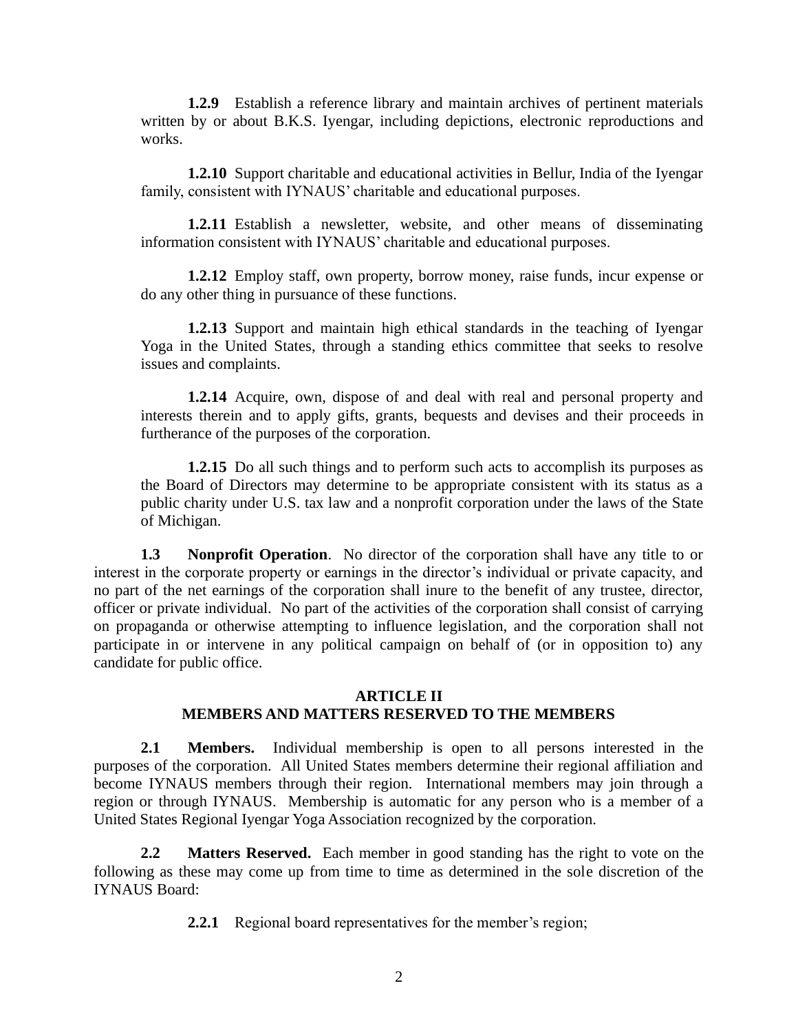**1.2.9** Establish a reference library and maintain archives of pertinent materials written by or about B.K.S. Iyengar, including depictions, electronic reproductions and works.

**1.2.10** Support charitable and educational activities in Bellur, India of the Iyengar family, consistent with IYNAUS' charitable and educational purposes.

**1.2.11** Establish a newsletter, website, and other means of disseminating information consistent with IYNAUS' charitable and educational purposes.

**1.2.12** Employ staff, own property, borrow money, raise funds, incur expense or do any other thing in pursuance of these functions.

**1.2.13** Support and maintain high ethical standards in the teaching of Iyengar Yoga in the United States, through a standing ethics committee that seeks to resolve issues and complaints.

**1.2.14** Acquire, own, dispose of and deal with real and personal property and interests therein and to apply gifts, grants, bequests and devises and their proceeds in furtherance of the purposes of the corporation.

**1.2.15** Do all such things and to perform such acts to accomplish its purposes as the Board of Directors may determine to be appropriate consistent with its status as a public charity under U.S. tax law and a nonprofit corporation under the laws of the State of Michigan.

**1.3 Nonprofit Operation**. No director of the corporation shall have any title to or interest in the corporate property or earnings in the director's individual or private capacity, and no part of the net earnings of the corporation shall inure to the benefit of any trustee, director, officer or private individual. No part of the activities of the corporation shall consist of carrying on propaganda or otherwise attempting to influence legislation, and the corporation shall not participate in or intervene in any political campaign on behalf of (or in opposition to) any candidate for public office.

## ARTICLE II
## MEMBERS AND MATTERS RESERVED TO THE MEMBERS

**2.1 Members.** Individual membership is open to all persons interested in the purposes of the corporation. All United States members determine their regional affiliation and become IYNAUS members through their region. International members may join through a region or through IYNAUS. Membership is automatic for any person who is a member of a United States Regional Iyengar Yoga Association recognized by the corporation.

**2.2 Matters Reserved.** Each member in good standing has the right to vote on the following as these may come up from time to time as determined in the sole discretion of the IYNAUS Board:

**2.2.1** Regional board representatives for the member's region;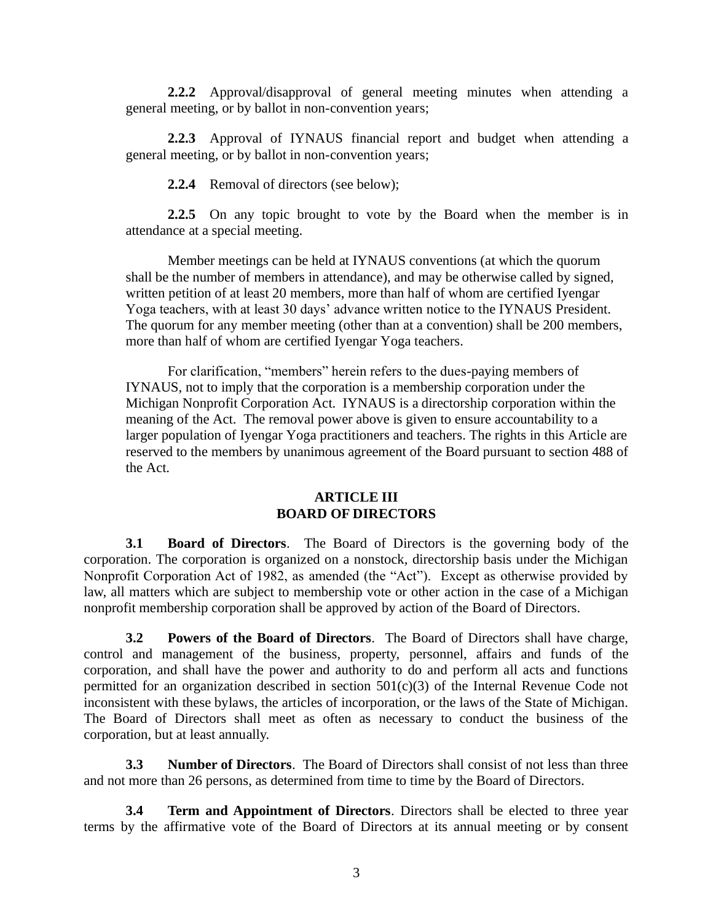**2.2.2** Approval/disapproval of general meeting minutes when attending a general meeting, or by ballot in non-convention years;

**2.2.3** Approval of IYNAUS financial report and budget when attending a general meeting, or by ballot in non-convention years;

**2.2.4** Removal of directors (see below);

**2.2.5** On any topic brought to vote by the Board when the member is in attendance at a special meeting.

Member meetings can be held at IYNAUS conventions (at which the quorum shall be the number of members in attendance), and may be otherwise called by signed, written petition of at least 20 members, more than half of whom are certified Iyengar Yoga teachers, with at least 30 days' advance written notice to the IYNAUS President. The quorum for any member meeting (other than at a convention) shall be 200 members, more than half of whom are certified Iyengar Yoga teachers.

For clarification, "members" herein refers to the dues-paying members of IYNAUS, not to imply that the corporation is a membership corporation under the Michigan Nonprofit Corporation Act. IYNAUS is a directorship corporation within the meaning of the Act. The removal power above is given to ensure accountability to a larger population of Iyengar Yoga practitioners and teachers. The rights in this Article are reserved to the members by unanimous agreement of the Board pursuant to section 488 of the Act.

## ARTICLE III
## BOARD OF DIRECTORS

**3.1 Board of Directors**. The Board of Directors is the governing body of the corporation. The corporation is organized on a nonstock, directorship basis under the Michigan Nonprofit Corporation Act of 1982, as amended (the "Act"). Except as otherwise provided by law, all matters which are subject to membership vote or other action in the case of a Michigan nonprofit membership corporation shall be approved by action of the Board of Directors.

**3.2 Powers of the Board of Directors**. The Board of Directors shall have charge, control and management of the business, property, personnel, affairs and funds of the corporation, and shall have the power and authority to do and perform all acts and functions permitted for an organization described in section 501(c)(3) of the Internal Revenue Code not inconsistent with these bylaws, the articles of incorporation, or the laws of the State of Michigan. The Board of Directors shall meet as often as necessary to conduct the business of the corporation, but at least annually.

**3.3 Number of Directors**. The Board of Directors shall consist of not less than three and not more than 26 persons, as determined from time to time by the Board of Directors.

**3.4 Term and Appointment of Directors**. Directors shall be elected to three year terms by the affirmative vote of the Board of Directors at its annual meeting or by consent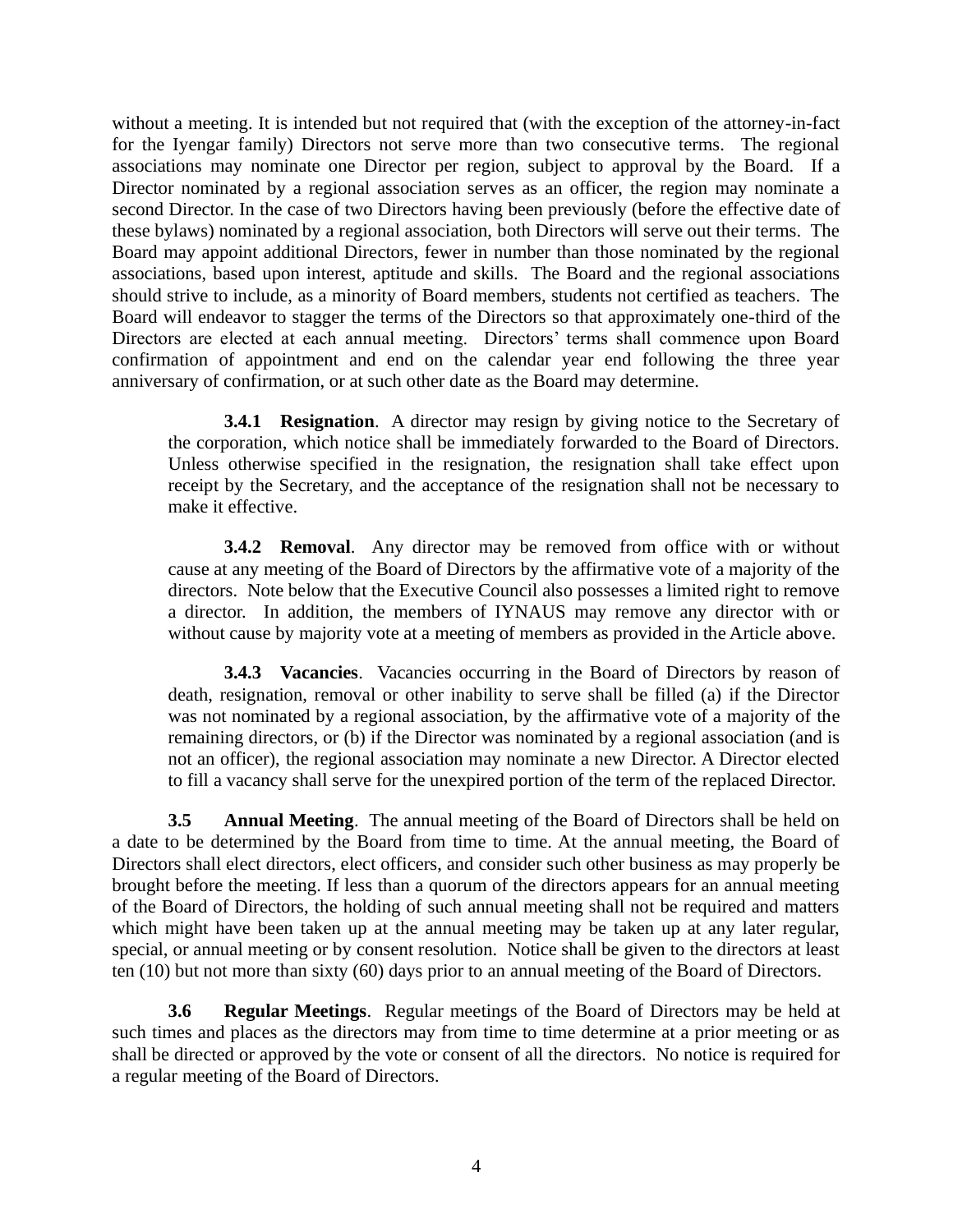without a meeting. It is intended but not required that (with the exception of the attorney-in-fact for the Iyengar family) Directors not serve more than two consecutive terms. The regional associations may nominate one Director per region, subject to approval by the Board. If a Director nominated by a regional association serves as an officer, the region may nominate a second Director. In the case of two Directors having been previously (before the effective date of these bylaws) nominated by a regional association, both Directors will serve out their terms. The Board may appoint additional Directors, fewer in number than those nominated by the regional associations, based upon interest, aptitude and skills. The Board and the regional associations should strive to include, as a minority of Board members, students not certified as teachers. The Board will endeavor to stagger the terms of the Directors so that approximately one-third of the Directors are elected at each annual meeting. Directors' terms shall commence upon Board confirmation of appointment and end on the calendar year end following the three year anniversary of confirmation, or at such other date as the Board may determine.

**3.4.1 Resignation**. A director may resign by giving notice to the Secretary of the corporation, which notice shall be immediately forwarded to the Board of Directors. Unless otherwise specified in the resignation, the resignation shall take effect upon receipt by the Secretary, and the acceptance of the resignation shall not be necessary to make it effective.

**3.4.2 Removal**. Any director may be removed from office with or without cause at any meeting of the Board of Directors by the affirmative vote of a majority of the directors. Note below that the Executive Council also possesses a limited right to remove a director. In addition, the members of IYNAUS may remove any director with or without cause by majority vote at a meeting of members as provided in the Article above.

**3.4.3 Vacancies**. Vacancies occurring in the Board of Directors by reason of death, resignation, removal or other inability to serve shall be filled (a) if the Director was not nominated by a regional association, by the affirmative vote of a majority of the remaining directors, or (b) if the Director was nominated by a regional association (and is not an officer), the regional association may nominate a new Director. A Director elected to fill a vacancy shall serve for the unexpired portion of the term of the replaced Director.

**3.5 Annual Meeting**. The annual meeting of the Board of Directors shall be held on a date to be determined by the Board from time to time. At the annual meeting, the Board of Directors shall elect directors, elect officers, and consider such other business as may properly be brought before the meeting. If less than a quorum of the directors appears for an annual meeting of the Board of Directors, the holding of such annual meeting shall not be required and matters which might have been taken up at the annual meeting may be taken up at any later regular, special, or annual meeting or by consent resolution. Notice shall be given to the directors at least ten (10) but not more than sixty (60) days prior to an annual meeting of the Board of Directors.

**3.6 Regular Meetings**. Regular meetings of the Board of Directors may be held at such times and places as the directors may from time to time determine at a prior meeting or as shall be directed or approved by the vote or consent of all the directors. No notice is required for a regular meeting of the Board of Directors.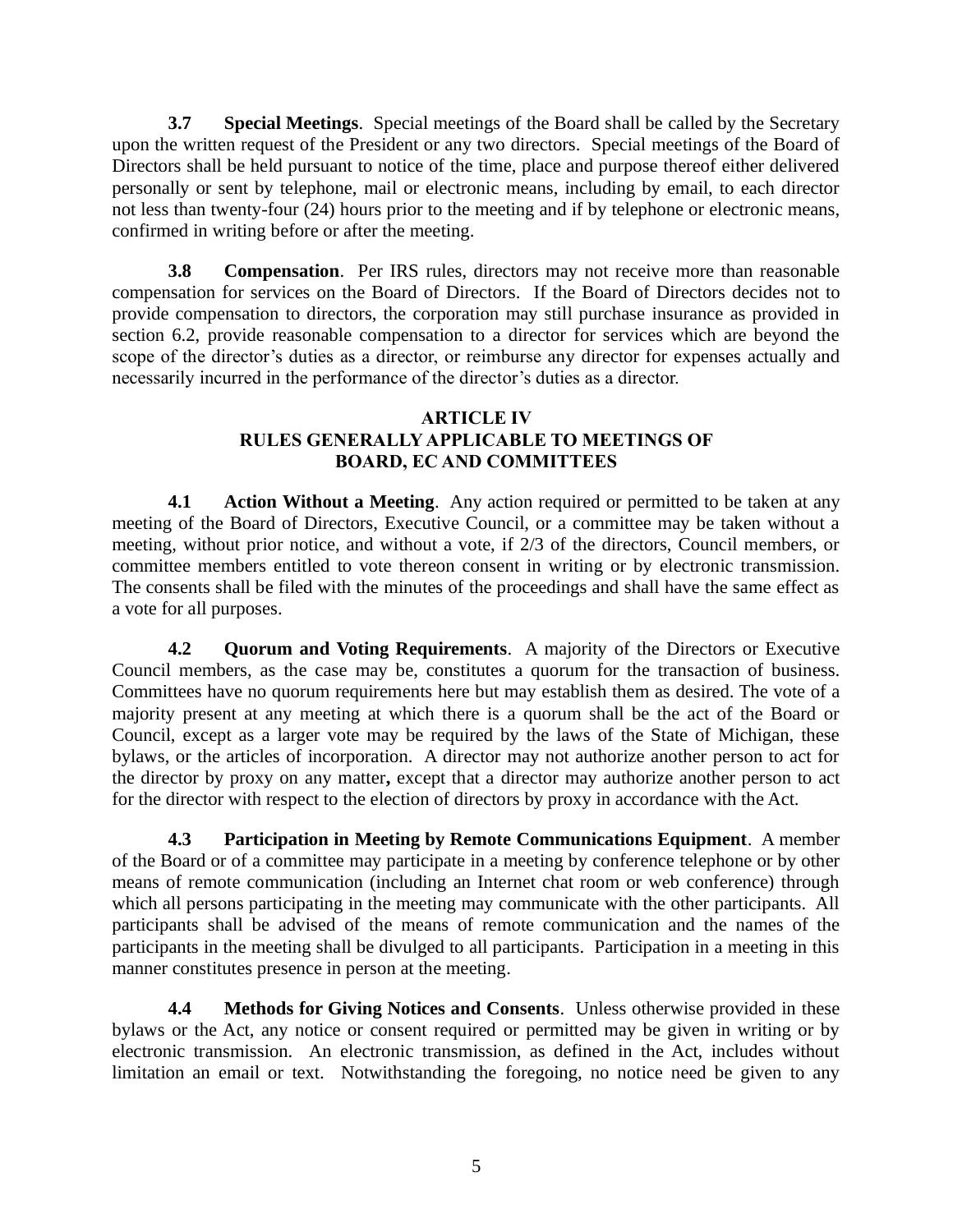**3.7 Special Meetings**. Special meetings of the Board shall be called by the Secretary upon the written request of the President or any two directors. Special meetings of the Board of Directors shall be held pursuant to notice of the time, place and purpose thereof either delivered personally or sent by telephone, mail or electronic means, including by email, to each director not less than twenty-four (24) hours prior to the meeting and if by telephone or electronic means, confirmed in writing before or after the meeting.

**3.8 Compensation**. Per IRS rules, directors may not receive more than reasonable compensation for services on the Board of Directors. If the Board of Directors decides not to provide compensation to directors, the corporation may still purchase insurance as provided in section 6.2, provide reasonable compensation to a director for services which are beyond the scope of the director's duties as a director, or reimburse any director for expenses actually and necessarily incurred in the performance of the director's duties as a director.

## ARTICLE IV
## RULES GENERALLY APPLICABLE TO MEETINGS OF BOARD, EC AND COMMITTEES

**4.1 Action Without a Meeting**. Any action required or permitted to be taken at any meeting of the Board of Directors, Executive Council, or a committee may be taken without a meeting, without prior notice, and without a vote, if 2/3 of the directors, Council members, or committee members entitled to vote thereon consent in writing or by electronic transmission. The consents shall be filed with the minutes of the proceedings and shall have the same effect as a vote for all purposes.

**4.2 Quorum and Voting Requirements**. A majority of the Directors or Executive Council members, as the case may be, constitutes a quorum for the transaction of business. Committees have no quorum requirements here but may establish them as desired. The vote of a majority present at any meeting at which there is a quorum shall be the act of the Board or Council, except as a larger vote may be required by the laws of the State of Michigan, these bylaws, or the articles of incorporation. A director may not authorize another person to act for the director by proxy on any matter**,** except that a director may authorize another person to act for the director with respect to the election of directors by proxy in accordance with the Act.

**4.3 Participation in Meeting by Remote Communications Equipment**. A member of the Board or of a committee may participate in a meeting by conference telephone or by other means of remote communication (including an Internet chat room or web conference) through which all persons participating in the meeting may communicate with the other participants. All participants shall be advised of the means of remote communication and the names of the participants in the meeting shall be divulged to all participants. Participation in a meeting in this manner constitutes presence in person at the meeting.

**4.4 Methods for Giving Notices and Consents**. Unless otherwise provided in these bylaws or the Act, any notice or consent required or permitted may be given in writing or by electronic transmission. An electronic transmission, as defined in the Act, includes without limitation an email or text. Notwithstanding the foregoing, no notice need be given to any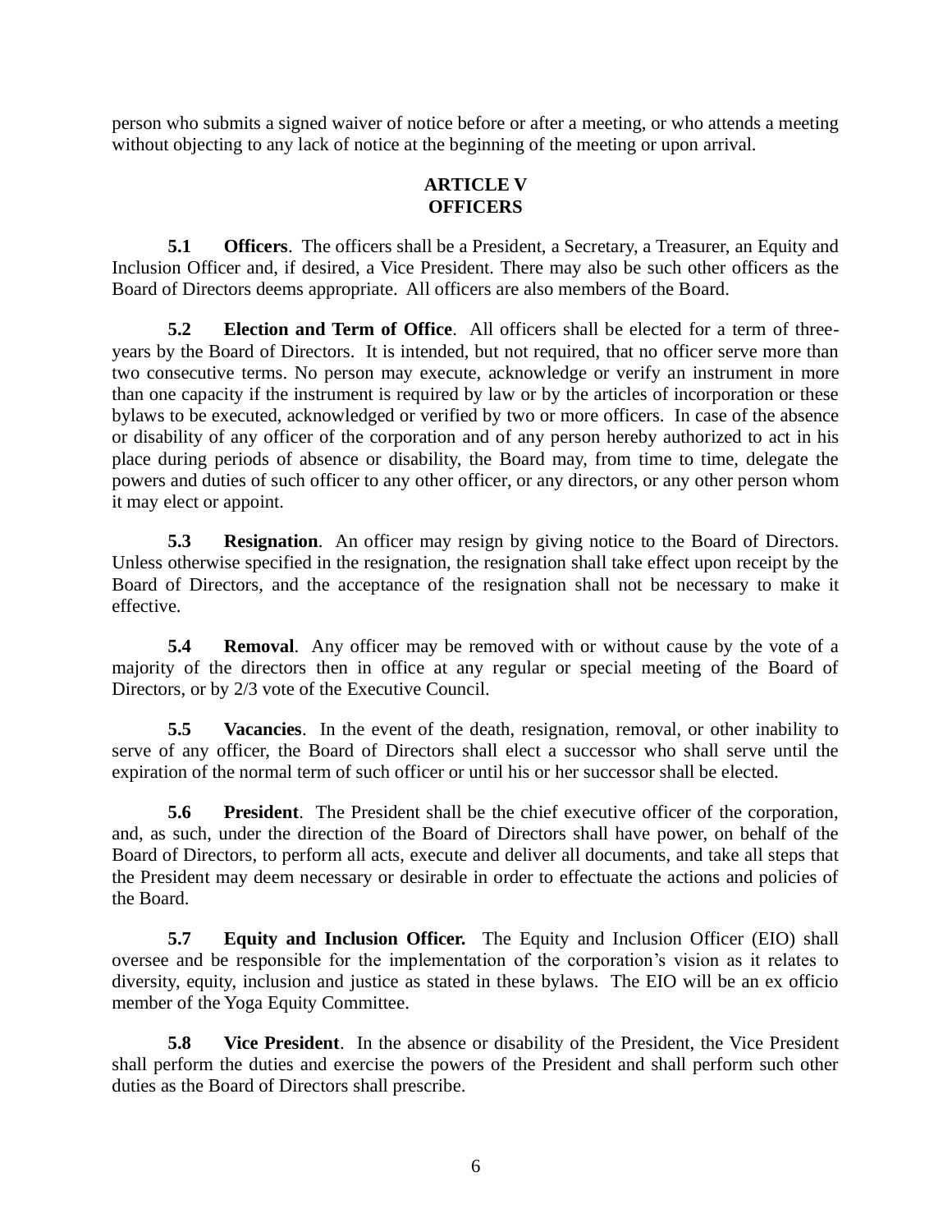person who submits a signed waiver of notice before or after a meeting, or who attends a meeting without objecting to any lack of notice at the beginning of the meeting or upon arrival.

## ARTICLE V
## OFFICERS

**5.1 Officers**. The officers shall be a President, a Secretary, a Treasurer, an Equity and Inclusion Officer and, if desired, a Vice President. There may also be such other officers as the Board of Directors deems appropriate. All officers are also members of the Board.

**5.2 Election and Term of Office**. All officers shall be elected for a term of three-years by the Board of Directors. It is intended, but not required, that no officer serve more than two consecutive terms. No person may execute, acknowledge or verify an instrument in more than one capacity if the instrument is required by law or by the articles of incorporation or these bylaws to be executed, acknowledged or verified by two or more officers. In case of the absence or disability of any officer of the corporation and of any person hereby authorized to act in his place during periods of absence or disability, the Board may, from time to time, delegate the powers and duties of such officer to any other officer, or any directors, or any other person whom it may elect or appoint.

**5.3 Resignation**. An officer may resign by giving notice to the Board of Directors. Unless otherwise specified in the resignation, the resignation shall take effect upon receipt by the Board of Directors, and the acceptance of the resignation shall not be necessary to make it effective.

**5.4 Removal**. Any officer may be removed with or without cause by the vote of a majority of the directors then in office at any regular or special meeting of the Board of Directors, or by 2/3 vote of the Executive Council.

**5.5 Vacancies**. In the event of the death, resignation, removal, or other inability to serve of any officer, the Board of Directors shall elect a successor who shall serve until the expiration of the normal term of such officer or until his or her successor shall be elected.

**5.6 President**. The President shall be the chief executive officer of the corporation, and, as such, under the direction of the Board of Directors shall have power, on behalf of the Board of Directors, to perform all acts, execute and deliver all documents, and take all steps that the President may deem necessary or desirable in order to effectuate the actions and policies of the Board.

**5.7 Equity and Inclusion Officer.** The Equity and Inclusion Officer (EIO) shall oversee and be responsible for the implementation of the corporation's vision as it relates to diversity, equity, inclusion and justice as stated in these bylaws. The EIO will be an ex officio member of the Yoga Equity Committee.

**5.8 Vice President**. In the absence or disability of the President, the Vice President shall perform the duties and exercise the powers of the President and shall perform such other duties as the Board of Directors shall prescribe.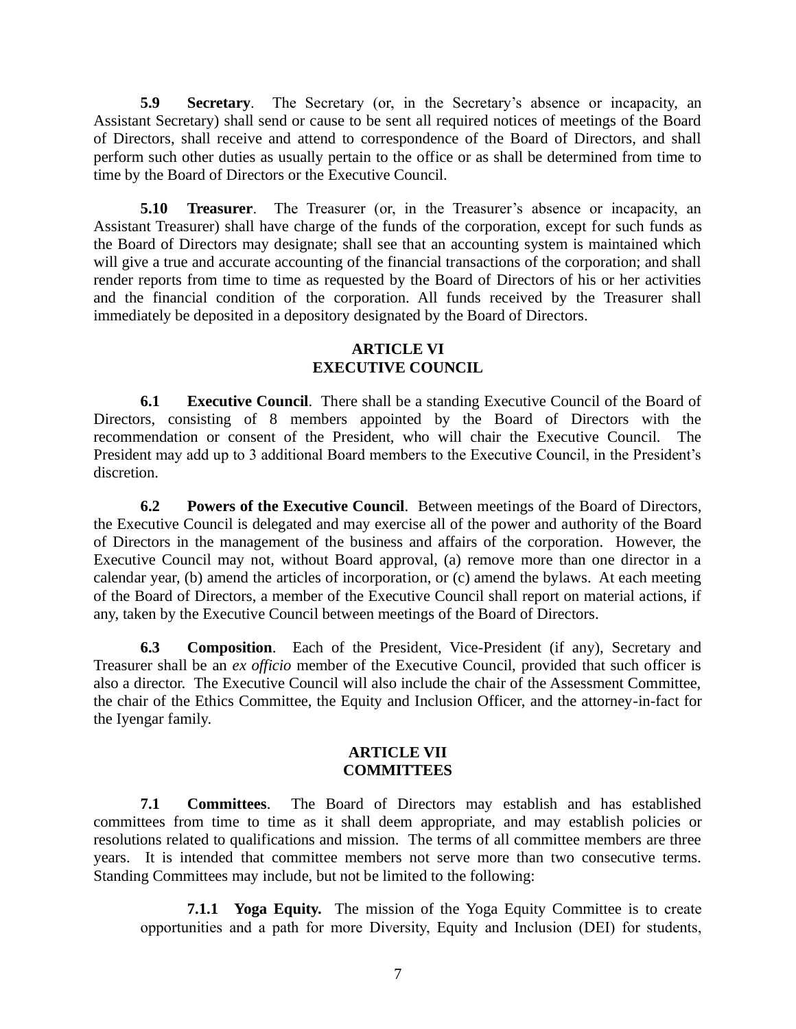**5.9 Secretary**. The Secretary (or, in the Secretary's absence or incapacity, an Assistant Secretary) shall send or cause to be sent all required notices of meetings of the Board of Directors, shall receive and attend to correspondence of the Board of Directors, and shall perform such other duties as usually pertain to the office or as shall be determined from time to time by the Board of Directors or the Executive Council.

**5.10 Treasurer**. The Treasurer (or, in the Treasurer's absence or incapacity, an Assistant Treasurer) shall have charge of the funds of the corporation, except for such funds as the Board of Directors may designate; shall see that an accounting system is maintained which will give a true and accurate accounting of the financial transactions of the corporation; and shall render reports from time to time as requested by the Board of Directors of his or her activities and the financial condition of the corporation. All funds received by the Treasurer shall immediately be deposited in a depository designated by the Board of Directors.

## ARTICLE VI
## EXECUTIVE COUNCIL

**6.1 Executive Council**. There shall be a standing Executive Council of the Board of Directors, consisting of 8 members appointed by the Board of Directors with the recommendation or consent of the President, who will chair the Executive Council. The President may add up to 3 additional Board members to the Executive Council, in the President's discretion.

**6.2 Powers of the Executive Council**. Between meetings of the Board of Directors, the Executive Council is delegated and may exercise all of the power and authority of the Board of Directors in the management of the business and affairs of the corporation. However, the Executive Council may not, without Board approval, (a) remove more than one director in a calendar year, (b) amend the articles of incorporation, or (c) amend the bylaws. At each meeting of the Board of Directors, a member of the Executive Council shall report on material actions, if any, taken by the Executive Council between meetings of the Board of Directors.

**6.3 Composition**. Each of the President, Vice-President (if any), Secretary and Treasurer shall be an *ex officio* member of the Executive Council, provided that such officer is also a director. The Executive Council will also include the chair of the Assessment Committee, the chair of the Ethics Committee, the Equity and Inclusion Officer, and the attorney-in-fact for the Iyengar family.

## ARTICLE VII
## COMMITTEES

**7.1 Committees**. The Board of Directors may establish and has established committees from time to time as it shall deem appropriate, and may establish policies or resolutions related to qualifications and mission. The terms of all committee members are three years. It is intended that committee members not serve more than two consecutive terms. Standing Committees may include, but not be limited to the following:

**7.1.1 Yoga Equity.** The mission of the Yoga Equity Committee is to create opportunities and a path for more Diversity, Equity and Inclusion (DEI) for students,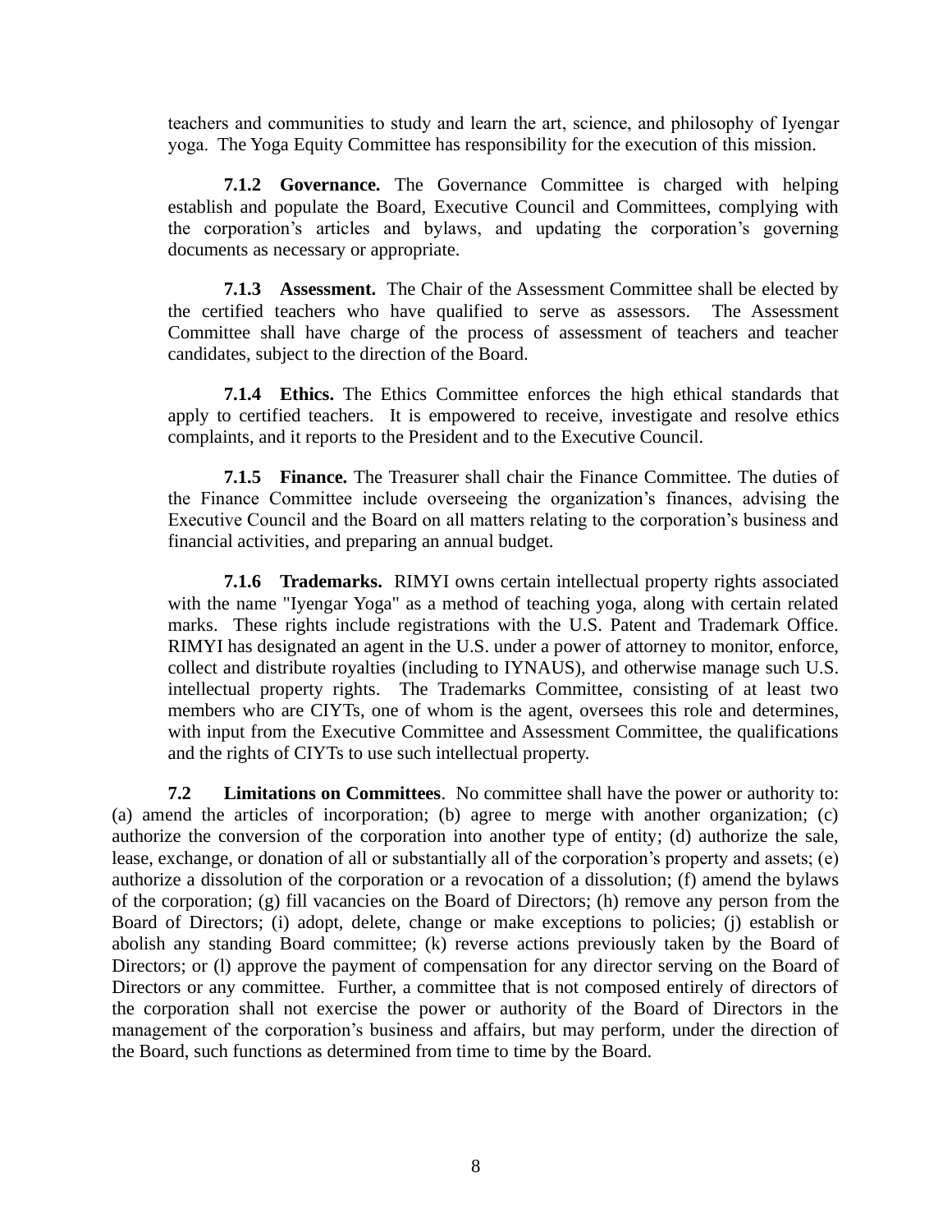teachers and communities to study and learn the art, science, and philosophy of Iyengar yoga. The Yoga Equity Committee has responsibility for the execution of this mission.

**7.1.2 Governance.** The Governance Committee is charged with helping establish and populate the Board, Executive Council and Committees, complying with the corporation's articles and bylaws, and updating the corporation's governing documents as necessary or appropriate.

**7.1.3 Assessment.** The Chair of the Assessment Committee shall be elected by the certified teachers who have qualified to serve as assessors. The Assessment Committee shall have charge of the process of assessment of teachers and teacher candidates, subject to the direction of the Board.

**7.1.4 Ethics.** The Ethics Committee enforces the high ethical standards that apply to certified teachers. It is empowered to receive, investigate and resolve ethics complaints, and it reports to the President and to the Executive Council.

**7.1.5 Finance.** The Treasurer shall chair the Finance Committee. The duties of the Finance Committee include overseeing the organization's finances, advising the Executive Council and the Board on all matters relating to the corporation's business and financial activities, and preparing an annual budget.

**7.1.6 Trademarks.** RIMYI owns certain intellectual property rights associated with the name "Iyengar Yoga" as a method of teaching yoga, along with certain related marks. These rights include registrations with the U.S. Patent and Trademark Office. RIMYI has designated an agent in the U.S. under a power of attorney to monitor, enforce, collect and distribute royalties (including to IYNAUS), and otherwise manage such U.S. intellectual property rights. The Trademarks Committee, consisting of at least two members who are CIYTs, one of whom is the agent, oversees this role and determines, with input from the Executive Committee and Assessment Committee, the qualifications and the rights of CIYTs to use such intellectual property.

**7.2 Limitations on Committees**. No committee shall have the power or authority to: (a) amend the articles of incorporation; (b) agree to merge with another organization; (c) authorize the conversion of the corporation into another type of entity; (d) authorize the sale, lease, exchange, or donation of all or substantially all of the corporation's property and assets; (e) authorize a dissolution of the corporation or a revocation of a dissolution; (f) amend the bylaws of the corporation; (g) fill vacancies on the Board of Directors; (h) remove any person from the Board of Directors; (i) adopt, delete, change or make exceptions to policies; (j) establish or abolish any standing Board committee; (k) reverse actions previously taken by the Board of Directors; or (l) approve the payment of compensation for any director serving on the Board of Directors or any committee. Further, a committee that is not composed entirely of directors of the corporation shall not exercise the power or authority of the Board of Directors in the management of the corporation's business and affairs, but may perform, under the direction of the Board, such functions as determined from time to time by the Board.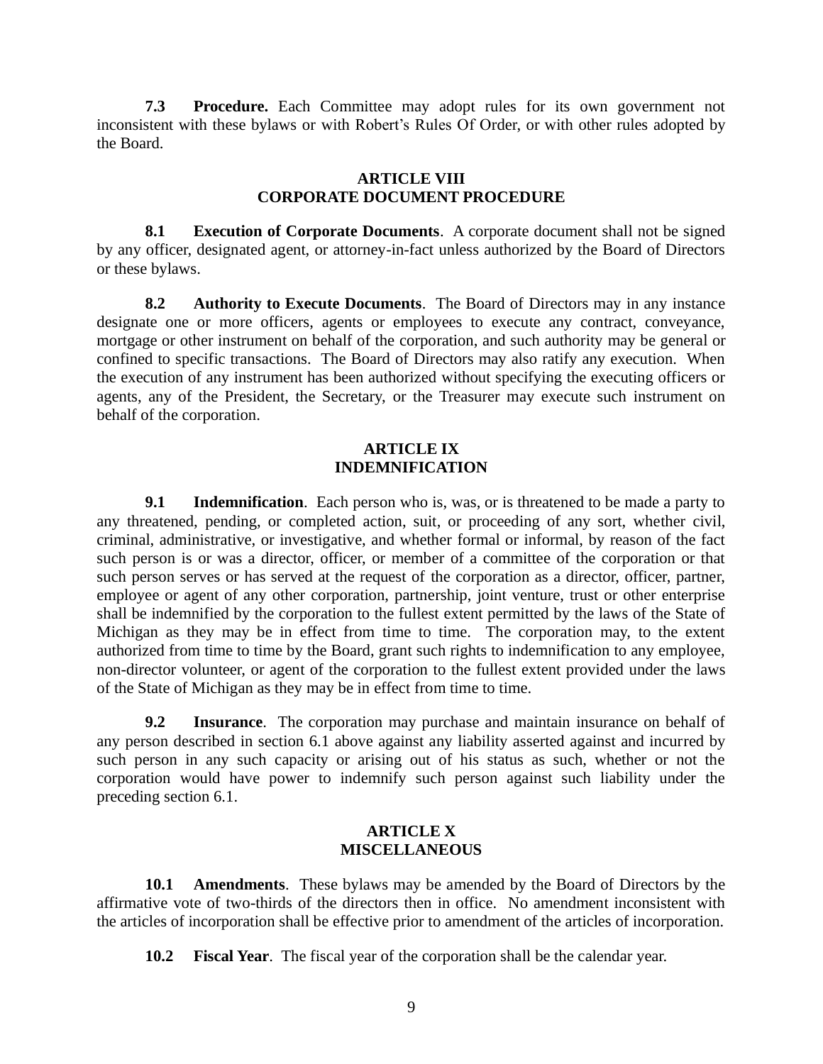**7.3 Procedure.** Each Committee may adopt rules for its own government not inconsistent with these bylaws or with Robert's Rules Of Order, or with other rules adopted by the Board.

## ARTICLE VIII
## CORPORATE DOCUMENT PROCEDURE

**8.1 Execution of Corporate Documents**. A corporate document shall not be signed by any officer, designated agent, or attorney-in-fact unless authorized by the Board of Directors or these bylaws.

**8.2 Authority to Execute Documents**. The Board of Directors may in any instance designate one or more officers, agents or employees to execute any contract, conveyance, mortgage or other instrument on behalf of the corporation, and such authority may be general or confined to specific transactions. The Board of Directors may also ratify any execution. When the execution of any instrument has been authorized without specifying the executing officers or agents, any of the President, the Secretary, or the Treasurer may execute such instrument on behalf of the corporation.

## ARTICLE IX
## INDEMNIFICATION

**9.1 Indemnification**. Each person who is, was, or is threatened to be made a party to any threatened, pending, or completed action, suit, or proceeding of any sort, whether civil, criminal, administrative, or investigative, and whether formal or informal, by reason of the fact such person is or was a director, officer, or member of a committee of the corporation or that such person serves or has served at the request of the corporation as a director, officer, partner, employee or agent of any other corporation, partnership, joint venture, trust or other enterprise shall be indemnified by the corporation to the fullest extent permitted by the laws of the State of Michigan as they may be in effect from time to time. The corporation may, to the extent authorized from time to time by the Board, grant such rights to indemnification to any employee, non-director volunteer, or agent of the corporation to the fullest extent provided under the laws of the State of Michigan as they may be in effect from time to time.

**9.2 Insurance**. The corporation may purchase and maintain insurance on behalf of any person described in section 6.1 above against any liability asserted against and incurred by such person in any such capacity or arising out of his status as such, whether or not the corporation would have power to indemnify such person against such liability under the preceding section 6.1.

## ARTICLE X
## MISCELLANEOUS

**10.1 Amendments**. These bylaws may be amended by the Board of Directors by the affirmative vote of two-thirds of the directors then in office. No amendment inconsistent with the articles of incorporation shall be effective prior to amendment of the articles of incorporation.

**10.2 Fiscal Year**. The fiscal year of the corporation shall be the calendar year.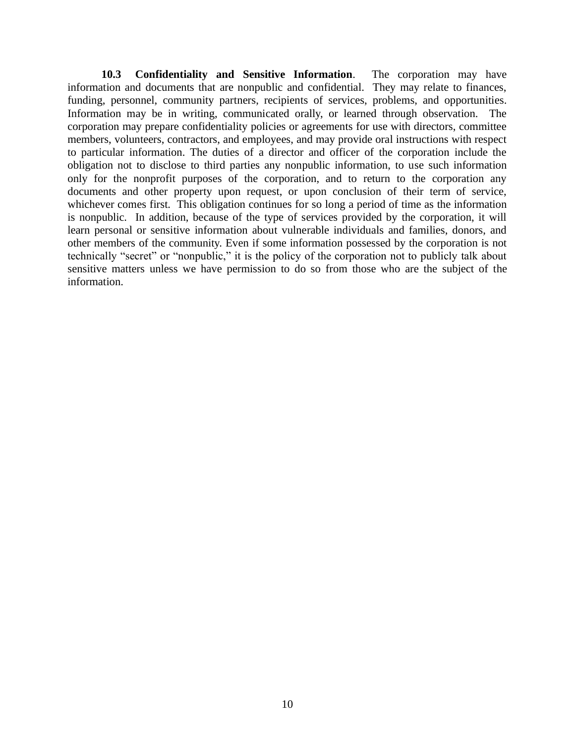**10.3 Confidentiality and Sensitive Information**. The corporation may have information and documents that are nonpublic and confidential. They may relate to finances, funding, personnel, community partners, recipients of services, problems, and opportunities. Information may be in writing, communicated orally, or learned through observation. The corporation may prepare confidentiality policies or agreements for use with directors, committee members, volunteers, contractors, and employees, and may provide oral instructions with respect to particular information. The duties of a director and officer of the corporation include the obligation not to disclose to third parties any nonpublic information, to use such information only for the nonprofit purposes of the corporation, and to return to the corporation any documents and other property upon request, or upon conclusion of their term of service, whichever comes first. This obligation continues for so long a period of time as the information is nonpublic. In addition, because of the type of services provided by the corporation, it will learn personal or sensitive information about vulnerable individuals and families, donors, and other members of the community. Even if some information possessed by the corporation is not technically "secret" or "nonpublic," it is the policy of the corporation not to publicly talk about sensitive matters unless we have permission to do so from those who are the subject of the information.